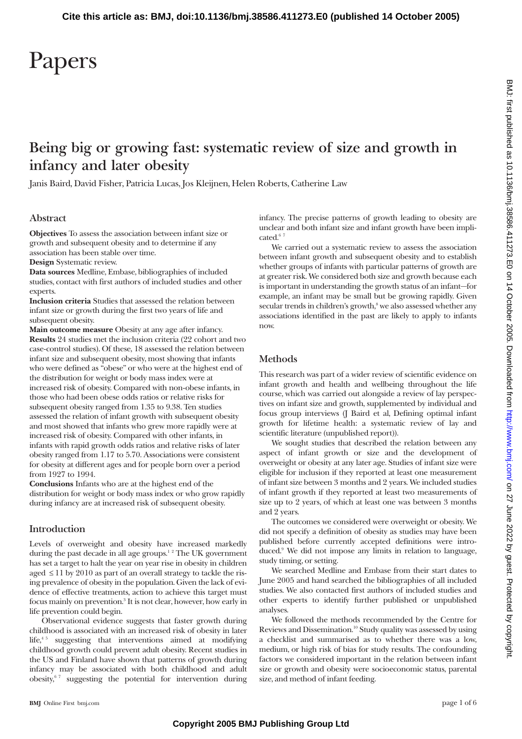# Papers

## Being big or growing fast: systematic review of size and growth in infancy and later obesity

Janis Baird, David Fisher, Patricia Lucas, Jos Kleijnen, Helen Roberts, Catherine Law

### Abstract

**Objectives** To assess the association between infant size or growth and subsequent obesity and to determine if any association has been stable over time.

**Design** Systematic review.

**Data sources** Medline, Embase, bibliographies of included studies, contact with first authors of included studies and other experts.

**Inclusion criteria** Studies that assessed the relation between infant size or growth during the first two years of life and subsequent obesity.

**Main outcome measure** Obesity at any age after infancy.

**Results** 24 studies met the inclusion criteria (22 cohort and two case-control studies). Of these, 18 assessed the relation between infant size and subsequent obesity, most showing that infants who were defined as "obese" or who were at the highest end of the distribution for weight or body mass index were at increased risk of obesity. Compared with non-obese infants, in those who had been obese odds ratios or relative risks for subsequent obesity ranged from 1.35 to 9.38. Ten studies assessed the relation of infant growth with subsequent obesity and most showed that infants who grew more rapidly were at increased risk of obesity. Compared with other infants, in infants with rapid growth odds ratios and relative risks of later obesity ranged from 1.17 to 5.70. Associations were consistent for obesity at different ages and for people born over a period from 1927 to 1994.

**Conclusions** Infants who are at the highest end of the distribution for weight or body mass index or who grow rapidly during infancy are at increased risk of subsequent obesity.

### Introduction

Levels of overweight and obesity have increased markedly during the past decade in all age groups.[1 2] The UK government has set a target to halt the year on year rise in obesity in children aged ≤11 by 2010 as part of an overall strategy to tackle the rising prevalence of obesity in the population. Given the lack of evidence of effective treatments, action to achieve this target must focus mainly on prevention.[3] It is not clear, however, how early in life prevention could begin.

Observational evidence suggests that faster growth during childhood is associated with an increased risk of obesity in later life,[4 5] suggesting that interventions aimed at modifying childhood growth could prevent adult obesity. Recent studies in the US and Finland have shown that patterns of growth during infancy may be associated with both childhood and adult obesity,[6 7] suggesting the potential for intervention during infancy. The precise patterns of growth leading to obesity are unclear and both infant size and infant growth have been implicated.[6 7]

We carried out a systematic review to assess the association between infant growth and subsequent obesity and to establish whether groups of infants with particular patterns of growth are at greater risk. We considered both size and growth because each is important in understanding the growth status of an infant—for example, an infant may be small but be growing rapidly. Given secular trends in children's growth,[8] we also assessed whether any associations identified in the past are likely to apply to infants now.

### Methods

This research was part of a wider review of scientific evidence on infant growth and health and wellbeing throughout the life course, which was carried out alongside a review of lay perspectives on infant size and growth, supplemented by individual and focus group interviews (J Baird et al, Defining optimal infant growth for lifetime health: a systematic review of lay and scientific literature (unpublished report)).

We sought studies that described the relation between any aspect of infant growth or size and the development of overweight or obesity at any later age. Studies of infant size were eligible for inclusion if they reported at least one measurement of infant size between 3 months and 2 years. We included studies of infant growth if they reported at least two measurements of size up to 2 years, of which at least one was between 3 months and 2 years.

The outcomes we considered were overweight or obesity. We did not specify a definition of obesity as studies may have been published before currently accepted definitions were introduced.[9] We did not impose any limits in relation to language, study timing, or setting.

We searched Medline and Embase from their start dates to June 2005 and hand searched the bibliographies of all included studies. We also contacted first authors of included studies and other experts to identify further published or unpublished analyses.

We followed the methods recommended by the Centre for Reviews and Dissemination.[10] Study quality was assessed by using a checklist and summarised as to whether there was a low, medium, or high risk of bias for study results. The confounding factors we considered important in the relation between infant size or growth and obesity were socioeconomic status, parental size, and method of infant feeding.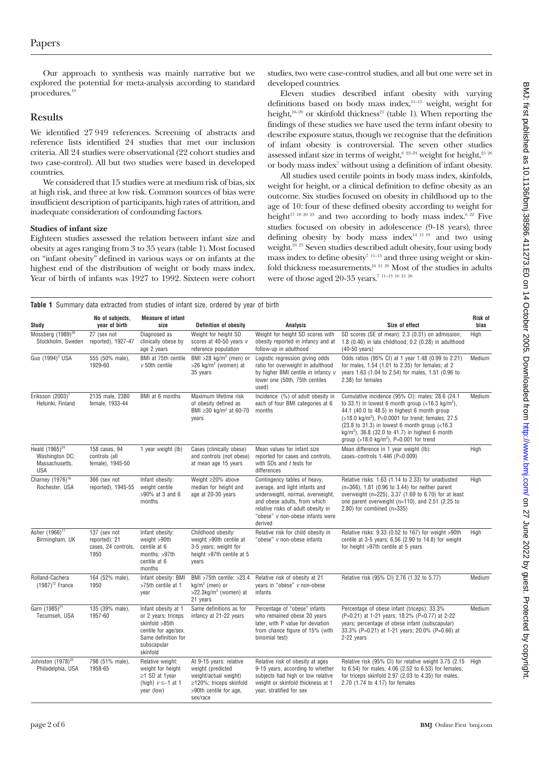Our approach to synthesis was mainly narrative but we explored the potential for meta-analysis according to standard procedures.[10]

## Results

We identified 27 949 references. Screening of abstracts and reference lists identified 24 studies that met our inclusion criteria. All 24 studies were observational (22 cohort studies and two case-control). All but two studies were based in developed countries.

We considered that 15 studies were at medium risk of bias, six at high risk, and three at low risk. Common sources of bias were insufficient description of participants, high rates of attrition, and inadequate consideration of confounding factors.

### Studies of infant size

Eighteen studies assessed the relation between infant size and obesity at ages ranging from 3 to 35 years (table 1). Most focused on "infant obesity" defined in various ways or on infants at the highest end of the distribution of weight or body mass index. Year of birth of infants was 1927 to 1992. Sixteen were cohort studies, two were case-control studies, and all but one were set in developed countries.

Eleven studies described infant obesity with varying definitions based on body mass index,[11-15] weight, weight for height,[16-20] or skinfold thickness[21] (table 1). When reporting the findings of these studies we have used the term infant obesity to describe exposure status, though we recognise that the definition of infant obesity is controversial. The seven other studies assessed infant size in terms of weight,[6 22-24] weight for height,[25 26] or body mass index[7] without using a definition of infant obesity.

All studies used centile points in body mass index, skinfolds, weight for height, or a clinical definition to define obesity as an outcome. Six studies focused on obesity in childhood up to the age of 10: four of these defined obesity according to weight for height[17 18 20 23] and two according to body mass index.[6 22] Five studies focused on obesity in adolescence (9-18 years), three defining obesity by body mass index[14 15 19] and two using weight.[24 25] Seven studies described adult obesity, four using body mass index to define obesity[7 11-13] and three using weight or skinfold thickness measurements.[16 21 26] Most of the studies in adults were of those aged 20-35 years.[7 11-13 16 21 26]

**Table 1** Summary data extracted from studies of infant size, ordered by year of birth

| Study | No of subjects, year of birth | Measure of infant size | Definition of obesity | Analysis | Size of effect | Risk of bias |
|---|---|---|---|---|---|---|
| Mossberg (1989)[26] Stockholm, Sweden | 27 (sex not reported), 1927-47 | Diagnosed as clinically obese by age 2 years | Weight for height SD scores at 40-50 years *v* reference population | Weight for height SD scores with obesity reported in infancy and at follow-up in adulthood | SD scores (SE of mean): 2.3 (0.31) on admission; 1.8 (0.46) in late childhood; 0.2 (0.28) in adulthood (40-50 years) | High |
| Guo (1994)[3] USA | 555 (50% male), 1929-60 | BMI at 75th centile *v* 50th centile | BMI >28 kg/m$^2$ (men) or >26 kg/m$^2$ (women) at 35 years | Logistic regression giving odds ratio for overweight in adulthood by higher BMI centile in infancy *v* lower one (50th, 75th centiles used) | Odds ratios (95% CI) at 1 year 1.48 (0.99 to 2.21) for males, 1.54 (1.01 to 2.35) for females; at 2 years 1.63 (1.04 to 2.54) for males, 1.51 (0.96 to 2.38) for females | Medium |
| Eriksson (2003)[7] Helsinki, Finland | 2135 male, 2380 female, 1933-44 | BMI at 6 months | Maximum lifetime risk of obesity defined as BMI ≥30 kg/m$^2$ at 60-70 years | Incidence (%) of adult obesity in each of four BMI categories at 6 months | Cumulative incidence (95% CI): males: 28.6 (24.1 to 33.1) in lowest 6 month group (<16.3 kg/m$^2$), 44.1 (40.0 to 48.5) in highest 6 month group (>18.0 kg/m$^2$), P<0.0001 for trend; females: 27.5 (23.8 to 31.3) in lowest 6 month group (<16.3 kg/m$^2$), 36.8 (32.0 to 41.7) in highest 6 month group (>18.0 kg/m$^2$), P=0.001 for trend | Medium |
| Heald (1965)[24] Washington DC; Massachusetts, USA | 158 cases, 94 controls (all female), 1945-50 | 1 year weight (lb) | Cases (clinically obese) and controls (not obese) at mean age 15 years | Mean values for infant size reported for cases and controls, with SDs and *t* tests for differences | Mean difference in 1 year weight (lb): cases–controls 1.446 (P=0.009) | High |
| Charney (1976)[16] Rochester, USA | 366 (sex not reported), 1945-55 | Infant obesity: weight centile >90% at 3 and 6 months | Weight ≥20% above median for height and age at 20-30 years | Contingency tables of heavy, average, and light infants and underweight, normal, overweight, and obese adults, from which relative risks of adult obesity in "obese" *v* non-obese infants were derived | Relative risks: 1.63 (1.14 to 2.33) for unadjusted (n=366), 1.81 (0.96 to 3.44) for neither parent overweight (n=225), 3.37 (1.69 to 6.70) for at least one parent overweight (n=110), and 2.51 (2.25 to 2.80) for combined (n=335) | High |
| Asher (1966)[17] Birmingham, UK | 137 (sex not reported): 21 cases, 24 controls, 1950 | Infant obesity: weight >90th centile at 6 months; >97th centile at 6 months | Childhood obesity: weight >90th centile at 3-5 years; weight for height >97th centile at 5 years | Relative risk for child obesity in "obese" *v* non-obese infants | Relative risks: 9.33 (0.52 to 167) for weight >90th centile at 3-5 years; 6.56 (2.90 to 14.8) for weight for height >97th centile at 5 years | High |
| Rolland-Cachera (1987)[12] France | 164 (52% male), 1950 | Infant obesity: BMI >75th centile at 1 year | BMI >75th centile: >23.4 kg/m$^2$ (men) or >22.3kg/m$^2$ (women) at 21 years | Relative risk of obesity at 21 years in "obese" *v* non-obese infants | Relative risk (95% CI) 2.76 (1.32 to 5.77) | Medium |
| Garn (1985)[21] Tecumseh, USA | 135 (39% male), 1957-60 | Infant obesity at 1 or 2 years: triceps skinfold >85th centile for age/sex. Same definition for subscapular skinfold | Same definitions as for infancy at 21-22 years | Percentage of "obese" infants who remained obese 20 years later, with P value for deviation from chance figure of 15% (with binomial test) | Percentage of obese infant (triceps): 33.3% (P=0.21) at 1-21 years; 18.2% (P=0.77) at 2-22 years; percentage of obese infant (subscapular) 33.3% (P=0.21) at 1-21 years; 20.0% (P=0.66) at 2-22 years | Medium |
| Johnston (1978)[25] Philadelphia, USA | 798 (51% male), 1958-65 | Relative weight: weight for height ≥1 SD at 1year (high) *v* ≤–1 at 1 year (low) | At 9-15 years: relative weight (predicted weight/actual weight) ≥120%; triceps skinfold >90th centile for age, sex/race | Relative risk of obesity at ages 9-15 years, according to whether subjects had high or low relative weight or skinfold thickness at 1 year, stratified for sex | Relative risk (95% CI) for relative weight 3.75 (2.15 to 6.54) for males, 4.06 (2.52 to 6.53) for females; for triceps skinfold 2.97 (2.03 to 4.35) for males, 2.70 (1.74 to 4.17) for females | High |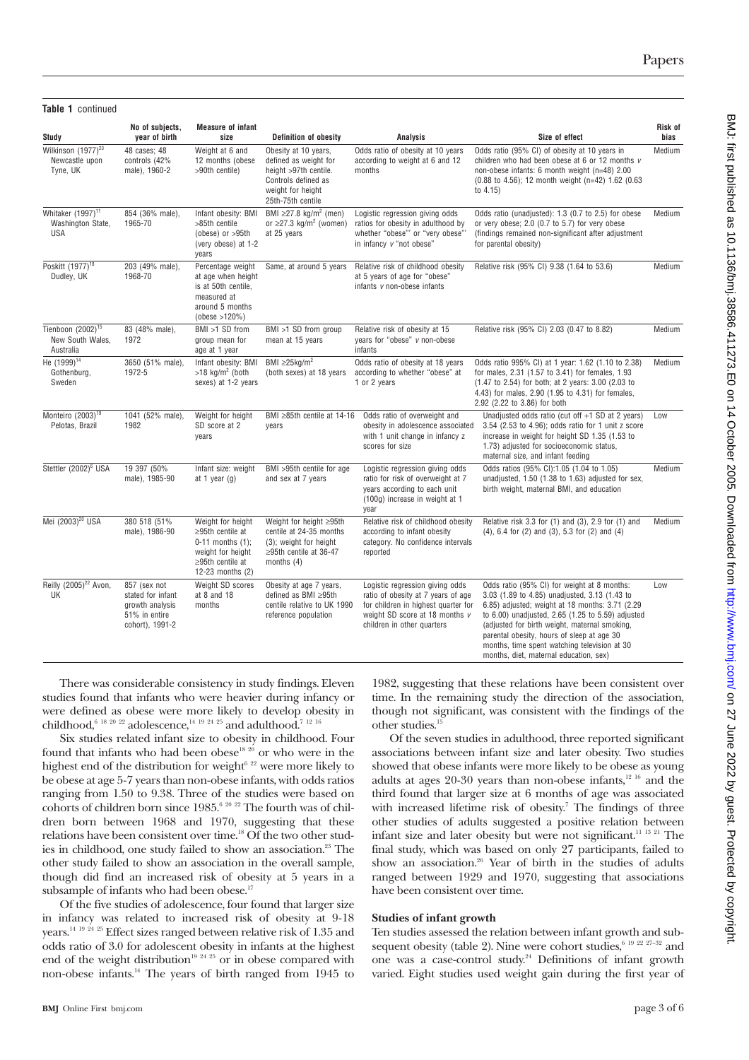**Table 1** continued

| Study | No of subjects, year of birth | Measure of infant size | Definition of obesity | Analysis | Size of effect | Risk of bias |
|---|---|---|---|---|---|---|
| Wilkinson (1977)[23] Newcastle upon Tyne, UK | 48 cases; 48 controls (42% male), 1960-2 | Weight at 6 and 12 months (obese >90th centile) | Obesity at 10 years, defined as weight for height >97th centile. Controls defined as weight for height 25th-75th centile | Odds ratio of obesity at 10 years according to weight at 6 and 12 months | Odds ratio (95% CI) of obesity at 10 years in children who had been obese at 6 or 12 months *v* non-obese infants: 6 month weight (n=48) 2.00 (0.88 to 4.56); 12 month weight (n=42) 1.62 (0.63 to 4.15) | Medium |
| Whitaker (1997)[11] Washington State, USA | 854 (36% male), 1965-70 | Infant obesity: BMI >85th centile (obese) or >95th (very obese) at 1-2 years | BMI ≥27.8 kg/m² (men) or ≥27.3 kg/m² (women) at 25 years | Logistic regression giving odds ratios for obesity in adulthood by whether "obese"' or "very obese"' in infancy *v* "not obese" | Odds ratio (unadjusted): 1.3 (0.7 to 2.5) for obese or very obese; 2.0 (0.7 to 5.7) for very obese (findings remained non-significant after adjustment for parental obesity) | Medium |
| Poskitt (1977)[18] Dudley, UK | 203 (49% male), 1968-70 | Percentage weight at age when height is at 50th centile, measured at around 5 months (obese >120%) | Same, at around 5 years | Relative risk of childhood obesity at 5 years of age for "obese" infants *v* non-obese infants | Relative risk (95% CI) 9.38 (1.64 to 53.6) | Medium |
| Tienboon (2002)[15] New South Wales, Australia | 83 (48% male), 1972 | BMI >1 SD from group mean for age at 1 year | BMI >1 SD from group mean at 15 years | Relative risk of obesity at 15 years for "obese" *v* non-obese infants | Relative risk (95% CI) 2.03 (0.47 to 8.82) | Medium |
| He (1999)[14] Gothenburg, Sweden | 3650 (51% male), 1972-5 | Infant obesity: BMI >18 kg/m² (both sexes) at 1-2 years | BMI ≥25kg/m² (both sexes) at 18 years | Odds ratio of obesity at 18 years according to whether "obese" at 1 or 2 years | Odds ratio 995% CI) at 1 year: 1.62 (1.10 to 2.38) for males, 2.31 (1.57 to 3.41) for females, 1.93 (1.47 to 2.54) for both; at 2 years: 3.00 (2.03 to 4.43) for males, 2.90 (1.95 to 4.31) for females, 2.92 (2.22 to 3.86) for both | Medium |
| Monteiro (2003)[19] Pelotas, Brazil | 1041 (52% male), 1982 | Weight for height SD score at 2 years | BMI ≥85th centile at 14-16 years | Odds ratio of overweight and obesity in adolescence associated with 1 unit change in infancy z scores for size | Unadjusted odds ratio (cut off +1 SD at 2 years) 3.54 (2.53 to 4.96); odds ratio for 1 unit z score increase in weight for height SD 1.35 (1.53 to 1.73) adjusted for socioeconomic status, maternal size, and infant feeding | Low |
| Stettler (2002)[6] USA | 19 397 (50% male), 1985-90 | Infant size: weight at 1 year (g) | BMI >95th centile for age and sex at 7 years | Logistic regression giving odds ratio for risk of overweight at 7 years according to each unit (100g) increase in weight at 1 year | Odds ratios (95% CI):1.05 (1.04 to 1.05) unadjusted, 1.50 (1.38 to 1.63) adjusted for sex, birth weight, maternal BMI, and education | Medium |
| Mei (2003)[20] USA | 380 518 (51% male), 1986-90 | Weight for height ≥95th centile at 0-11 months (1); weight for height ≥95th centile at 12-23 months (2) | Weight for height ≥95th centile at 24-35 months (3); weight for height ≥95th centile at 36-47 months (4) | Relative risk of childhood obesity according to infant obesity category. No confidence intervals reported | Relative risk 3.3 for (1) and (3), 2.9 for (1) and (4), 6.4 for (2) and (3), 5.3 for (2) and (4) | Medium |
| Reilly (2005)[22] Avon, UK | 857 (sex not stated for infant growth analysis 51% in entire cohort), 1991-2 | Weight SD scores at 8 and 18 months | Obesity at age 7 years, defined as BMI ≥95th centile relative to UK 1990 reference population | Logistic regression giving odds ratio of obesity at 7 years for children in highest quarter for weight SD score at 18 months *v* children in other quarters | Odds ratio (95% CI) for weight at 8 months: 3.03 (1.89 to 4.85) unadjusted, 3.13 (1.43 to 6.85) adjusted; weight at 18 months: 3.71 (2.29 to 6.00) unadjusted, 2.65 (1.25 to 5.59) adjusted (adjusted for birth weight, maternal smoking, parental obesity, hours of sleep at age 30 months, time spent watching television at 30 months, diet, maternal education, sex) | Low |

There was considerable consistency in study findings. Eleven studies found that infants who were heavier during infancy or were defined as obese were more likely to develop obesity in childhood,[6 18 20 22] adolescence,[14 19 24 25] and adulthood.[7 12 16]

Six studies related infant size to obesity in childhood. Four found that infants who had been obese[18 20] or who were in the highest end of the distribution for weight[6 22] were more likely to be obese at age 5-7 years than non-obese infants, with odds ratios ranging from 1.50 to 9.38. Three of the studies were based on cohorts of children born since 1985.[6 20 22] The fourth was of children born between 1968 and 1970, suggesting that these relations have been consistent over time.[18] Of the two other studies in childhood, one study failed to show an association.[23] The other study failed to show an association in the overall sample, though did find an increased risk of obesity at 5 years in a subsample of infants who had been obese.[17]

Of the five studies of adolescence, four found that larger size in infancy was related to increased risk of obesity at 9-18 years.[14 19 24 25] Effect sizes ranged between relative risk of 1.35 and odds ratio of 3.0 for adolescent obesity in infants at the highest end of the weight distribution[19 24 25] or in obese compared with non-obese infants.[14] The years of birth ranged from 1945 to 1982, suggesting that these relations have been consistent over time. In the remaining study the direction of the association, though not significant, was consistent with the findings of the other studies.[15]

Of the seven studies in adulthood, three reported significant associations between infant size and later obesity. Two studies showed that obese infants were more likely to be obese as young adults at ages 20-30 years than non-obese infants,[12 16] and the third found that larger size at 6 months of age was associated with increased lifetime risk of obesity.[7] The findings of three other studies of adults suggested a positive relation between infant size and later obesity but were not significant.[11 13 21] The final study, which was based on only 27 participants, failed to show an association.[26] Year of birth in the studies of adults ranged between 1929 and 1970, suggesting that associations have been consistent over time.

### Studies of infant growth

Ten studies assessed the relation between infant growth and subsequent obesity (table 2). Nine were cohort studies,[6 19 22 27-32] and one was a case-control study.[24] Definitions of infant growth varied. Eight studies used weight gain during the first year of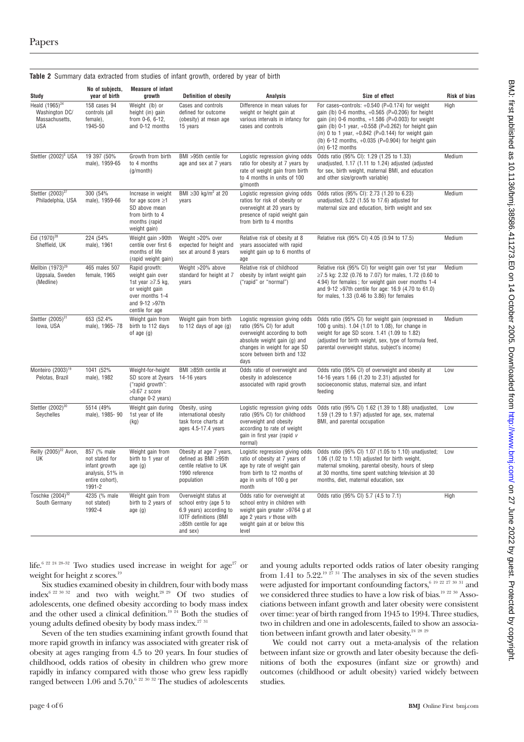**Table 2** Summary data extracted from studies of infant growth, ordered by year of birth

| Study | No of subjects, year of birth | Measure of infant growth | Definition of obesity | Analysis | Size of effect | Risk of bias |
|---|---|---|---|---|---|---|
| Heald (1965)[24] Washington DC/ Massachusetts, USA | 158 cases 94 controls (all female), 1945-50 | Weight (lb) or height (in) gain from 0-6, 6-12, and 0-12 months | Cases and controls defined for outcome (obesity) at mean age 15 years | Difference in mean values for weight or height gain at various intervals in infancy for cases and controls | For cases–controls: +0.540 (P=0.174) for weight gain (lb) 0-6 months, +0.565 (P=0.206) for height gain (in) 0-6 months, +1.586 (P=0.003) for weight gain (lb) 0-1 year, +0.558 (P=0.262) for height gain (in) 0 to 1 year, +0.842 (P=0.144) for weight gain (lb) 6-12 months, +0.035 (P=0.904) for height gain (in) 6-12 months | High |
| Stettler (2002)[6] USA | 19 397 (50% male), 1959-65 | Growth from birth to 4 months (g/month) | BMI >95th centile for age and sex at 7 years | Logistic regression giving odds ratio for obesity at 7 years by rate of weight gain from birth to 4 months in units of 100 g/month | Odds ratio (95% CI): 1.29 (1.25 to 1.33) unadjusted, 1.17 (1.11 to 1.24) adjusted (adjusted for sex, birth weight, maternal BMI, and education and other size/growth variable) | Medium |
| Stettler (2003)[27] Philadelphia, USA | 300 (54% male), 1959-66 | Increase in weight for age score ≥1 SD above mean from birth to 4 months (rapid weight gain) | BMI ≥30 kg/m² at 20 years | Logistic regression giving odds ratios for risk of obesity or overweight at 20 years by presence of rapid weight gain from birth to 4 months | Odds ratios (95% CI): 2.73 (1.20 to 6.23) unadjusted, 5.22 (1.55 to 17.6) adjusted for maternal size and education, birth weight and sex | Medium |
| Eid (1970)[28] Sheffield, UK | 224 (54% male), 1961 | Weight gain >90th centile over first 6 months of life (rapid weight gain) | Weight >20% over expected for height and sex at around 8 years | Relative risk of obesity at 8 years associated with rapid weight gain up to 6 months of age | Relative risk (95% CI) 4.05 (0.94 to 17.5) | Medium |
| Mellbin (1973)[29] Uppsala, Sweden (Medline) | 465 males 507 female, 1965 | Rapid growth: weight gain over 1st year ≥7.5 kg, or weight gain over months 1-4 and 9-12 >97th centile for age | Weight >20% above standard for height at 7 years | Relative risk of childhood obesity by infant weight gain ("rapid" or "normal") | Relative risk (95% CI) for weight gain over 1st year ≥7.5 kg: 2.32 (0.76 to 7.07) for males, 1.72 (0.60 to 4.94) for females ; for weight gain over months 1-4 and 9-12 >97th centile for age: 16.9 (4.70 to 61.0) for males, 1.33 (0.46 to 3.86) for females | Medium |
| Stettler (2005)[31] Iowa, USA | 653 (52.4% male), 1965- 78 | Weight gain from birth to 112 days of age (g) | Weight gain from birth to 112 days of age (g) | Logistic regression giving odds ratio (95% CI) for adult overweight according to both absolute weight gain (g) and changes in weight for age SD score between birth and 132 days | Odds ratio (95% CI) for weight gain (expressed in 100 g units). 1.04 (1.01 to 1.08), for change in weight for age SD score. 1.41 (1.09 to 1.82) (adjusted for birth weight, sex, type of formula feed, parental overweight status, subject's income) | Medium |
| Monteiro (2003)[19] Pelotas, Brazil | 1041 (52% male), 1982 | Weight-for-height SD score at 2years ("rapid growth": >0.67 z score change 0-2 years) | BMI ≥85th centile at 14-16 years | Odds ratio of overweight and obesity in adolescence associated with rapid growth | Odds ratio (95% CI) of overweight and obesity at 14-16 years 1.66 (1.20 to 2.31) adjusted for socioeconomic status, maternal size, and infant feeding | Low |
| Stettler (2002)[30] Seychelles | 5514 (49% male), 1985- 90 | Weight gain during 1st year of life (kg) | Obesity, using international obesity task force charts at ages 4.5-17.4 years | Logistic regression giving odds ratio (95% CI) for childhood overweight and obesity according to rate of weight gain in first year (rapid v normal) | Odds ratio (95% CI) 1.62 (1.39 to 1.88) unadjusted, 1.59 (1.29 to 1.97) adjusted for age, sex, maternal BMI, and parental occupation | Low |
| Reilly (2005)[22] Avon, UK | 857 (% male not stated for infant growth analysis, 51% in entire cohort), 1991-2 | Weight gain from birth to 1 year of age (g) | Obesity at age 7 years, defined as BMI ≥95th centile relative to UK 1990 reference population | Logistic regression giving odds ratio of obesity at 7 years of age by rate of weight gain from birth to 12 months of age in units of 100 g per month | Odds ratio (95% CI) 1.07 (1.05 to 1.10) unadjusted; 1.06 (1.02 to 1.10) adjusted for birth weight, maternal smoking, parental obesity, hours of sleep at 30 months, time spent watching television at 30 months, diet, maternal education, sex | Low |
| Toschke (2004)[32] South Germany | 4235 (% male not stated) 1992-4 | Weight gain from birth to 2 years of age (g) | Overweight status at school entry (age 5 to 6.9 years) according to IOTF definitions (BMI ≥85th centile for age and sex) | Odds ratio for overweight at school entry in children with weight gain greater >9764 g at age 2 years v those with weight gain at or below this level | Odds ratio (95% CI) 5.7 (4.5 to 7.1) | High |

life.[6 22 24 28-32] Two studies used increase in weight for age[27] or weight for height z scores.[19]

Six studies examined obesity in children, four with body mass index[6 22 30 32] and two with weight.[28 29] Of two studies of adolescents, one defined obesity according to body mass index and the other used a clinical definition.[19 24] Both the studies of young adults defined obesity by body mass index.[27 31]

Seven of the ten studies examining infant growth found that more rapid growth in infancy was associated with greater risk of obesity at ages ranging from 4.5 to 20 years. In four studies of childhood, odds ratios of obesity in children who grew more rapidly in infancy compared with those who grew less rapidly ranged between 1.06 and 5.70.[6 22 30 32] The studies of adolescents and young adults reported odds ratios of later obesity ranging from 1.41 to 5.22.[19 27 31] The analyses in six of the seven studies were adjusted for important confounding factors,[6 19 22 27 30 31] and we considered three studies to have a low risk of bias.[19 22 30] Associations between infant growth and later obesity were consistent over time: year of birth ranged from 1945 to 1994. Three studies, two in children and one in adolescents, failed to show an association between infant growth and later obesity.[24 28 29]

We could not carry out a meta-analysis of the relation between infant size or growth and later obesity because the definitions of both the exposures (infant size or growth) and outcomes (childhood or adult obesity) varied widely between studies.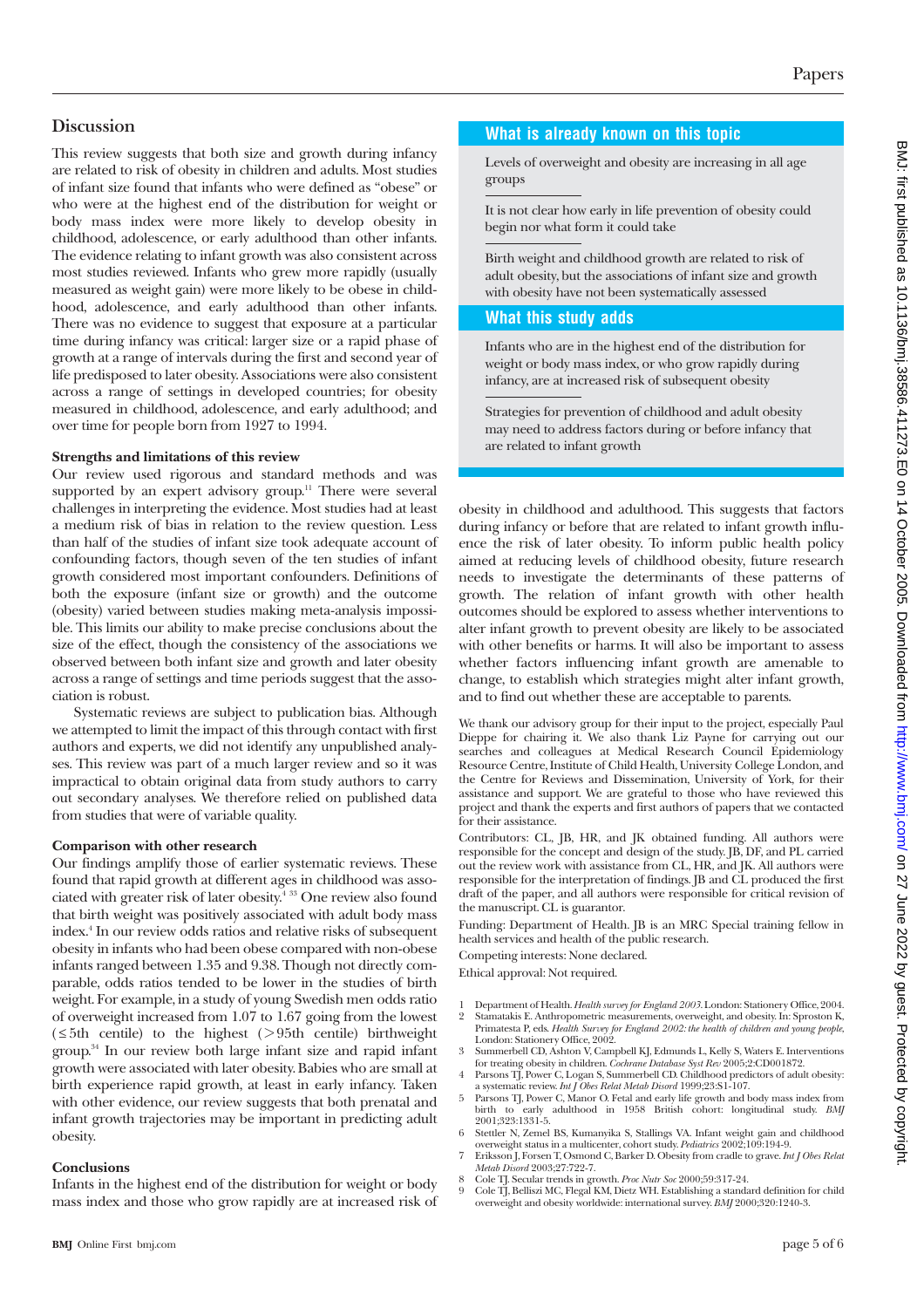## Discussion

This review suggests that both size and growth during infancy are related to risk of obesity in children and adults. Most studies of infant size found that infants who were defined as "obese" or who were at the highest end of the distribution for weight or body mass index were more likely to develop obesity in childhood, adolescence, or early adulthood than other infants. The evidence relating to infant growth was also consistent across most studies reviewed. Infants who grew more rapidly (usually measured as weight gain) were more likely to be obese in childhood, adolescence, and early adulthood than other infants. There was no evidence to suggest that exposure at a particular time during infancy was critical: larger size or a rapid phase of growth at a range of intervals during the first and second year of life predisposed to later obesity. Associations were also consistent across a range of settings in developed countries; for obesity measured in childhood, adolescence, and early adulthood; and over time for people born from 1927 to 1994.

### Strengths and limitations of this review

Our review used rigorous and standard methods and was supported by an expert advisory group.[11] There were several challenges in interpreting the evidence. Most studies had at least a medium risk of bias in relation to the review question. Less than half of the studies of infant size took adequate account of confounding factors, though seven of the ten studies of infant growth considered most important confounders. Definitions of both the exposure (infant size or growth) and the outcome (obesity) varied between studies making meta-analysis impossible. This limits our ability to make precise conclusions about the size of the effect, though the consistency of the associations we observed between both infant size and growth and later obesity across a range of settings and time periods suggest that the association is robust.

Systematic reviews are subject to publication bias. Although we attempted to limit the impact of this through contact with first authors and experts, we did not identify any unpublished analyses. This review was part of a much larger review and so it was impractical to obtain original data from study authors to carry out secondary analyses. We therefore relied on published data from studies that were of variable quality.

### Comparison with other research

Our findings amplify those of earlier systematic reviews. These found that rapid growth at different ages in childhood was associated with greater risk of later obesity.[4,33] One review also found that birth weight was positively associated with adult body mass index.[4] In our review odds ratios and relative risks of subsequent obesity in infants who had been obese compared with non-obese infants ranged between 1.35 and 9.38. Though not directly comparable, odds ratios tended to be lower in the studies of birth weight. For example, in a study of young Swedish men odds ratio of overweight increased from 1.07 to 1.67 going from the lowest ($\leq$5th centile) to the highest ($>$95th centile) birthweight group.[34] In our review both large infant size and rapid infant growth were associated with later obesity. Babies who are small at birth experience rapid growth, at least in early infancy. Taken with other evidence, our review suggests that both prenatal and infant growth trajectories may be important in predicting adult obesity.

### Conclusions

Infants in the highest end of the distribution for weight or body mass index and those who grow rapidly are at increased risk of obesity in childhood and adulthood. This suggests that factors during infancy or before that are related to infant growth influence the risk of later obesity. To inform public health policy aimed at reducing levels of childhood obesity, future research needs to investigate the determinants of these patterns of growth. The relation of infant growth with other health outcomes should be explored to assess whether interventions to alter infant growth to prevent obesity are likely to be associated with other benefits or harms. It will also be important to assess whether factors influencing infant growth are amenable to change, to establish which strategies might alter infant growth, and to find out whether these are acceptable to parents.

### What is already known on this topic

Levels of overweight and obesity are increasing in all age groups

It is not clear how early in life prevention of obesity could begin nor what form it could take

Birth weight and childhood growth are related to risk of adult obesity, but the associations of infant size and growth with obesity have not been systematically assessed

### What this study adds

Infants who are in the highest end of the distribution for weight or body mass index, or who grow rapidly during infancy, are at increased risk of subsequent obesity

Strategies for prevention of childhood and adult obesity may need to address factors during or before infancy that are related to infant growth

We thank our advisory group for their input to the project, especially Paul Dieppe for chairing it. We also thank Liz Payne for carrying out our searches and colleagues at Medical Research Council Epidemiology Resource Centre, Institute of Child Health, University College London, and the Centre for Reviews and Dissemination, University of York, for their assistance and support. We are grateful to those who have reviewed this project and thank the experts and first authors of papers that we contacted for their assistance.

Contributors: CL, JB, HR, and JK obtained funding. All authors were responsible for the concept and design of the study. JB, DF, and PL carried out the review work with assistance from CL, HR, and JK. All authors were responsible for the interpretation of findings. JB and CL produced the first draft of the paper, and all authors were responsible for critical revision of the manuscript. CL is guarantor.

Funding: Department of Health. JB is an MRC Special training fellow in health services and health of the public research.

Competing interests: None declared.

Ethical approval: Not required.

1. Department of Health. *Health survey for England 2003.* London: Stationery Office, 2004.
2. Stamatakis E. Anthropometric measurements, overweight, and obesity. In: Sproston K, Primatesta P, eds. *Health Survey for England 2002: the health of children and young people.* London: Stationery Office, 2002.
3. Summerbell CD, Ashton V, Campbell KJ, Edmunds L, Kelly S, Waters E. Interventions for treating obesity in children. *Cochrane Database Syst Rev* 2005;2:CD001872.
4. Parsons TJ, Power C, Logan S, Summerbell CD. Childhood predictors of adult obesity: a systematic review. *Int J Obes Relat Metab Disord* 1999;23:S1-107.
5. Parsons TJ, Power C, Manor O. Fetal and early life growth and body mass index from birth to early adulthood in 1958 British cohort: longitudinal study. *BMJ* 2001;323:1331-5.
6. Stettler N, Zemel BS, Kumanyika S, Stallings VA. Infant weight gain and childhood overweight status in a multicenter, cohort study. *Pediatrics* 2002;109:194-9.
7. Eriksson J, Forsen T, Osmond C, Barker D. Obesity from cradle to grave. *Int J Obes Relat Metab Disord* 2003;27:722-7.
8. Cole TJ. Secular trends in growth. *Proc Nutr Soc* 2000;59:317-24.
9. Cole TJ, Bellizzi MC, Flegal KM, Dietz WH. Establishing a standard definition for child overweight and obesity worldwide: international survey. *BMJ* 2000;320:1240-3.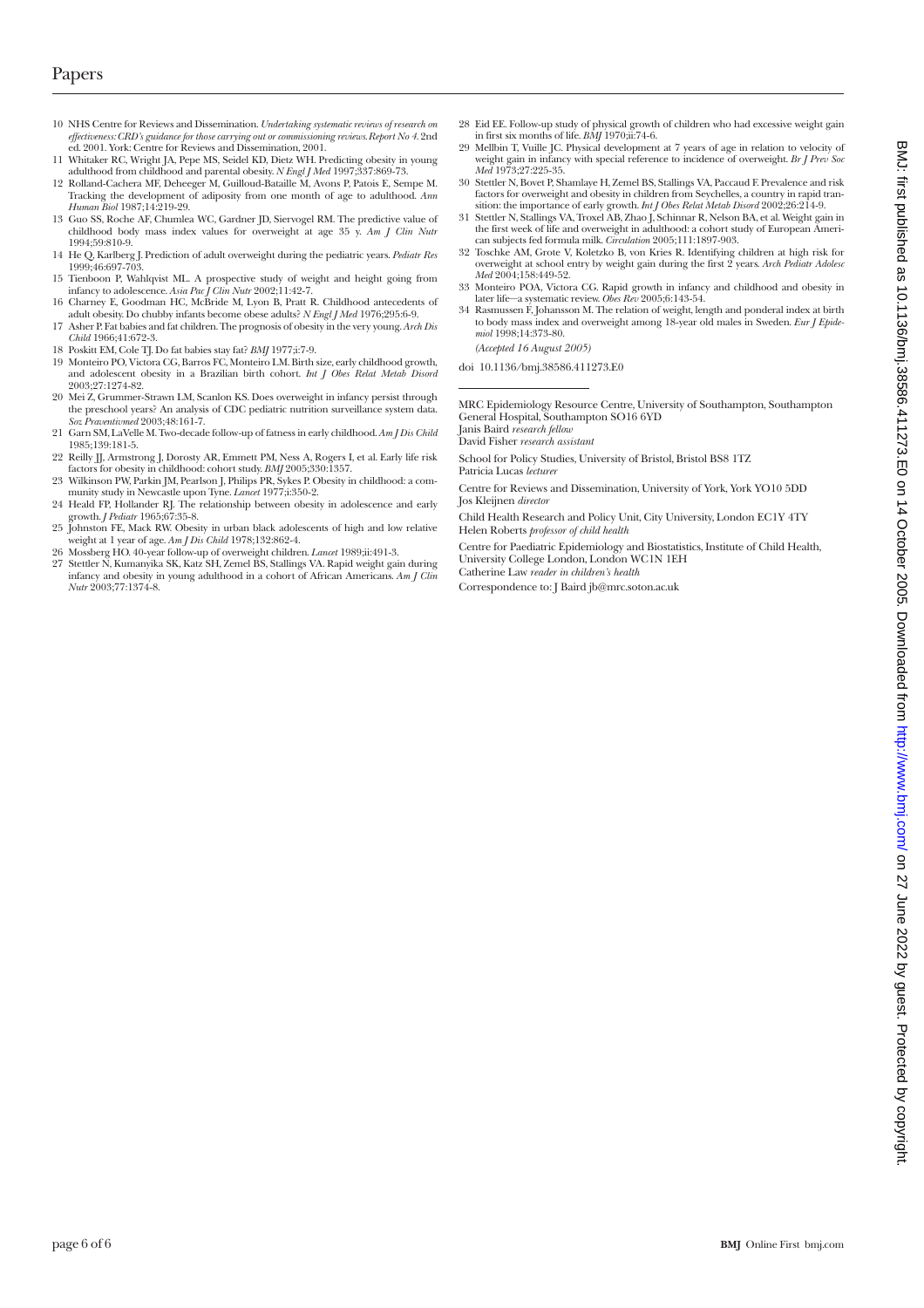10 NHS Centre for Reviews and Dissemination. *Undertaking systematic reviews of research on effectiveness: CRD's guidance for those carrying out or commissioning reviews. Report No 4.* 2nd ed. 2001. York: Centre for Reviews and Dissemination, 2001.
11 Whitaker RC, Wright JA, Pepe MS, Seidel KD, Dietz WH. Predicting obesity in young adulthood from childhood and parental obesity. *N Engl J Med* 1997;337:869-73.
12 Rolland-Cachera MF, Deheeger M, Guilloud-Bataille M, Avons P, Patois E, Sempe M. Tracking the development of adiposity from one month of age to adulthood. *Ann Human Biol* 1987;14:219-29.
13 Guo SS, Roche AF, Chumlea WC, Gardner JD, Siervogel RM. The predictive value of childhood body mass index values for overweight at age 35 y. *Am J Clin Nutr* 1994;59:810-9.
14 He Q, Karlberg J. Prediction of adult overweight during the pediatric years. *Pediatr Res* 1999;46:697-703.
15 Tienboon P, Wahlqvist ML. A prospective study of weight and height going from infancy to adolescence. *Asia Pac J Clin Nutr* 2002;11:42-7.
16 Charney E, Goodman HC, McBride M, Lyon B, Pratt R. Childhood antecedents of adult obesity. Do chubby infants become obese adults? *N Engl J Med* 1976;295:6-9.
17 Asher P. Fat babies and fat children. The prognosis of obesity in the very young. *Arch Dis Child* 1966;41:672-3.
18 Poskitt EM, Cole TJ. Do fat babies stay fat? *BMJ* 1977;i:7-9.
19 Monteiro PO, Victora CG, Barros FC, Monteiro LM. Birth size, early childhood growth, and adolescent obesity in a Brazilian birth cohort. *Int J Obes Relat Metab Disord* 2003;27:1274-82.
20 Mei Z, Grummer-Strawn LM, Scanlon KS. Does overweight in infancy persist through the preschool years? An analysis of CDC pediatric nutrition surveillance system data. *Soz Praventivmed* 2003;48:161-7.
21 Garn SM, LaVelle M. Two-decade follow-up of fatness in early childhood. *Am J Dis Child* 1985;139:181-5.
22 Reilly JJ, Armstrong J, Dorosty AR, Emmett PM, Ness A, Rogers I, et al. Early life risk factors for obesity in childhood: cohort study. *BMJ* 2005;330:1357.
23 Wilkinson PW, Parkin JM, Pearlson J, Philips PR, Sykes P. Obesity in childhood: a community study in Newcastle upon Tyne. *Lancet* 1977;i:350-2.
24 Heald FP, Hollander RJ. The relationship between obesity in adolescence and early growth. *J Pediatr* 1965;67:35-8.
25 Johnston FE, Mack RW. Obesity in urban black adolescents of high and low relative weight at 1 year of age. *Am J Dis Child* 1978;132:862-4.
26 Mossberg HO. 40-year follow-up of overweight children. *Lancet* 1989;ii:491-3.
27 Stettler N, Kumanyika SK, Katz SH, Zemel BS, Stallings VA. Rapid weight gain during infancy and obesity in young adulthood in a cohort of African Americans. *Am J Clin Nutr* 2003;77:1374-8.
28 Eid EE. Follow-up study of physical growth of children who had excessive weight gain in first six months of life. *BMJ* 1970;ii:74-6.
29 Mellbin T, Vuille JC. Physical development at 7 years of age in relation to velocity of weight gain in infancy with special reference to incidence of overweight. *Br J Prev Soc Med* 1973;27:225-35.
30 Stettler N, Bovet P, Shamlaye H, Zemel BS, Stallings VA, Paccaud F. Prevalence and risk factors for overweight and obesity in children from Seychelles, a country in rapid transition: the importance of early growth. *Int J Obes Relat Metab Disord* 2002;26:214-9.
31 Stettler N, Stallings VA, Troxel AB, Zhao J, Schinnar R, Nelson BA, et al. Weight gain in the first week of life and overweight in adulthood: a cohort study of European American subjects fed formula milk. *Circulation* 2005;111:1897-903.
32 Toschke AM, Grote V, Koletzko B, von Kries R. Identifying children at high risk for overweight at school entry by weight gain during the first 2 years. *Arch Pediatr Adolesc Med* 2004;158:449-52.
33 Monteiro POA, Victora CG. Rapid growth in infancy and childhood and obesity in later life—a systematic review. *Obes Rev* 2005;6:143-54.
34 Rasmussen F, Johansson M. The relation of weight, length and ponderal index at birth to body mass index and overweight among 18-year old males in Sweden. *Eur J Epidemiol* 1998;14:373-80.

*(Accepted 16 August 2005)*

doi 10.1136/bmj.38586.411273.E0

---

MRC Epidemiology Resource Centre, University of Southampton, Southampton General Hospital, Southampton SO16 6YD
Janis Baird *research fellow*
David Fisher *research assistant*

School for Policy Studies, University of Bristol, Bristol BS8 1TZ
Patricia Lucas *lecturer*

Centre for Reviews and Dissemination, University of York, York YO10 5DD
Jos Kleijnen *director*

Child Health Research and Policy Unit, City University, London EC1Y 4TY
Helen Roberts *professor of child health*

Centre for Paediatric Epidemiology and Biostatistics, Institute of Child Health, University College London, London WC1N 1EH
Catherine Law *reader in children's health*

Correspondence to: J Baird jb@mrc.soton.ac.uk